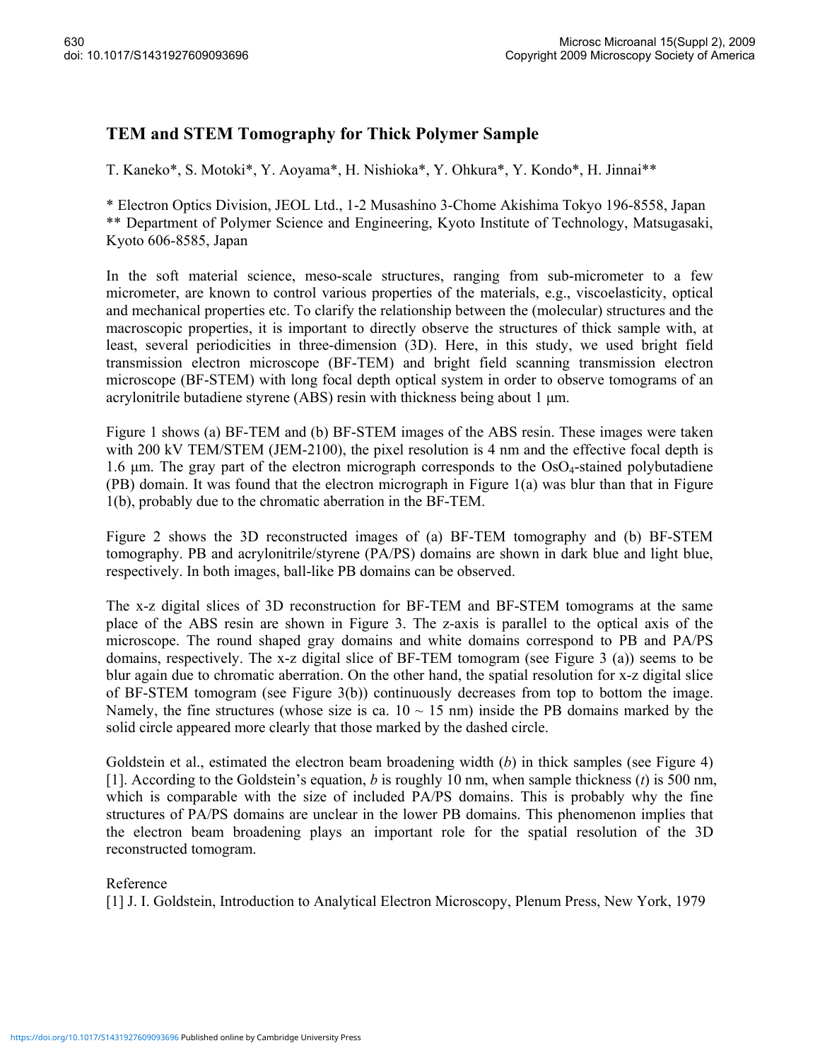# TEM and STEM Tomography for Thick Polymer Sample

T. Kaneko*, S. Motoki*, Y. Aoyama*, H. Nishioka*, Y. Ohkura*, Y. Kondo*, H. Jinnai**

\* Electron Optics Division, JEOL Ltd., 1-2 Musashino 3-Chome Akishima Tokyo 196-8558, Japan
\*\* Department of Polymer Science and Engineering, Kyoto Institute of Technology, Matsugasaki, Kyoto 606-8585, Japan

In the soft material science, meso-scale structures, ranging from sub-micrometer to a few micrometer, are known to control various properties of the materials, e.g., viscoelasticity, optical and mechanical properties etc. To clarify the relationship between the (molecular) structures and the macroscopic properties, it is important to directly observe the structures of thick sample with, at least, several periodicities in three-dimension (3D). Here, in this study, we used bright field transmission electron microscope (BF-TEM) and bright field scanning transmission electron microscope (BF-STEM) with long focal depth optical system in order to observe tomograms of an acrylonitrile butadiene styrene (ABS) resin with thickness being about 1 μm.

Figure 1 shows (a) BF-TEM and (b) BF-STEM images of the ABS resin. These images were taken with 200 kV TEM/STEM (JEM-2100), the pixel resolution is 4 nm and the effective focal depth is 1.6 μm. The gray part of the electron micrograph corresponds to the $OsO_4$-stained polybutadiene (PB) domain. It was found that the electron micrograph in Figure 1(a) was blur than that in Figure 1(b), probably due to the chromatic aberration in the BF-TEM.

Figure 2 shows the 3D reconstructed images of (a) BF-TEM tomography and (b) BF-STEM tomography. PB and acrylonitrile/styrene (PA/PS) domains are shown in dark blue and light blue, respectively. In both images, ball-like PB domains can be observed.

The x-z digital slices of 3D reconstruction for BF-TEM and BF-STEM tomograms at the same place of the ABS resin are shown in Figure 3. The z-axis is parallel to the optical axis of the microscope. The round shaped gray domains and white domains correspond to PB and PA/PS domains, respectively. The x-z digital slice of BF-TEM tomogram (see Figure 3 (a)) seems to be blur again due to chromatic aberration. On the other hand, the spatial resolution for x-z digital slice of BF-STEM tomogram (see Figure 3(b)) continuously decreases from top to bottom the image. Namely, the fine structures (whose size is ca. 10 ~ 15 nm) inside the PB domains marked by the solid circle appeared more clearly that those marked by the dashed circle.

Goldstein et al., estimated the electron beam broadening width ($b$) in thick samples (see Figure 4) [1]. According to the Goldstein's equation, $b$ is roughly 10 nm, when sample thickness ($t$) is 500 nm, which is comparable with the size of included PA/PS domains. This is probably why the fine structures of PA/PS domains are unclear in the lower PB domains. This phenomenon implies that the electron beam broadening plays an important role for the spatial resolution of the 3D reconstructed tomogram.

Reference

[1] J. I. Goldstein, Introduction to Analytical Electron Microscopy, Plenum Press, New York, 1979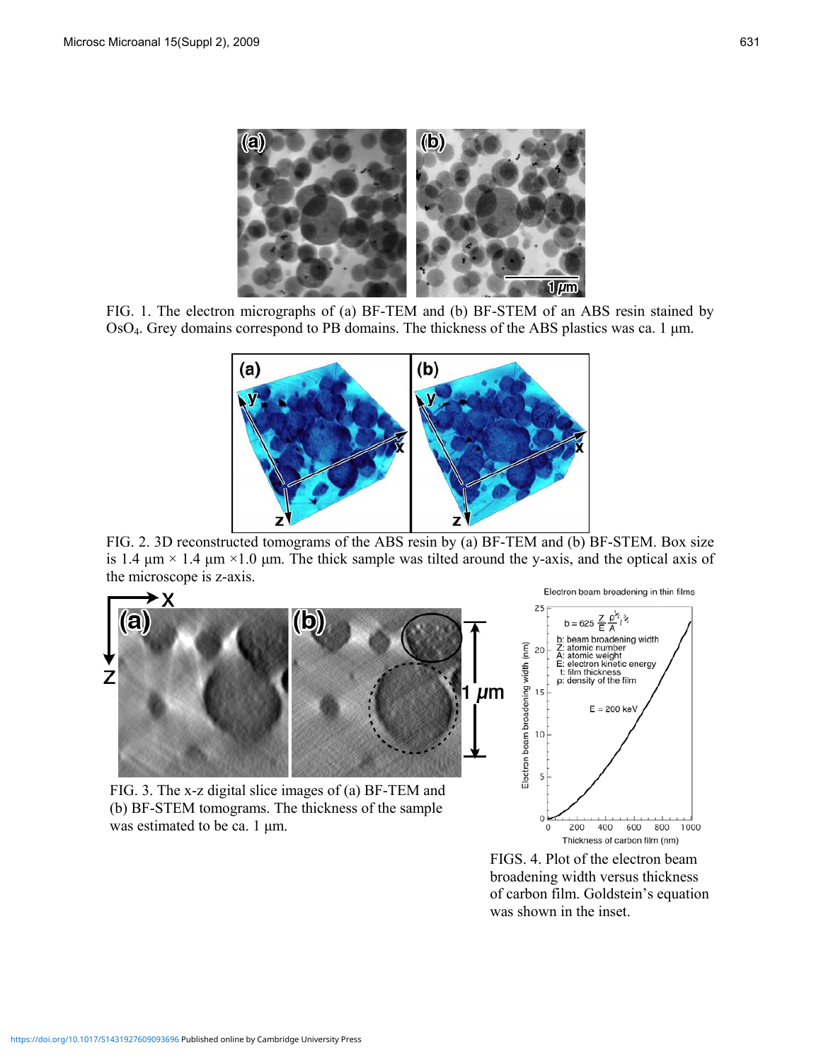FIG. 1. The electron micrographs of (a) BF-TEM and (b) BF-STEM of an ABS resin stained by $OsO_4$. Grey domains correspond to PB domains. The thickness of the ABS plastics was ca. 1 µm.

FIG. 2. 3D reconstructed tomograms of the ABS resin by (a) BF-TEM and (b) BF-STEM. Box size is 1.4 µm × 1.4 µm ×1.0 µm. The thick sample was tilted around the y-axis, and the optical axis of the microscope is z-axis.

FIG. 3. The x-z digital slice images of (a) BF-TEM and (b) BF-STEM tomograms. The thickness of the sample was estimated to be ca. 1 µm.

Electron beam broadening in thin films

$b = 625 \frac{Z}{E} \frac{\rho^{1/2}}{A} t^{3/2}$

b: beam broadening width
Z: atomic number
A: atomic weight
E: electron kinetic energy
t: film thickness
ρ: density of the film

E = 200 keV

Electron beam broadening width (nm)

Thickness of carbon film (nm)

FIGS. 4. Plot of the electron beam broadening width versus thickness of carbon film. Goldstein's equation was shown in the inset.